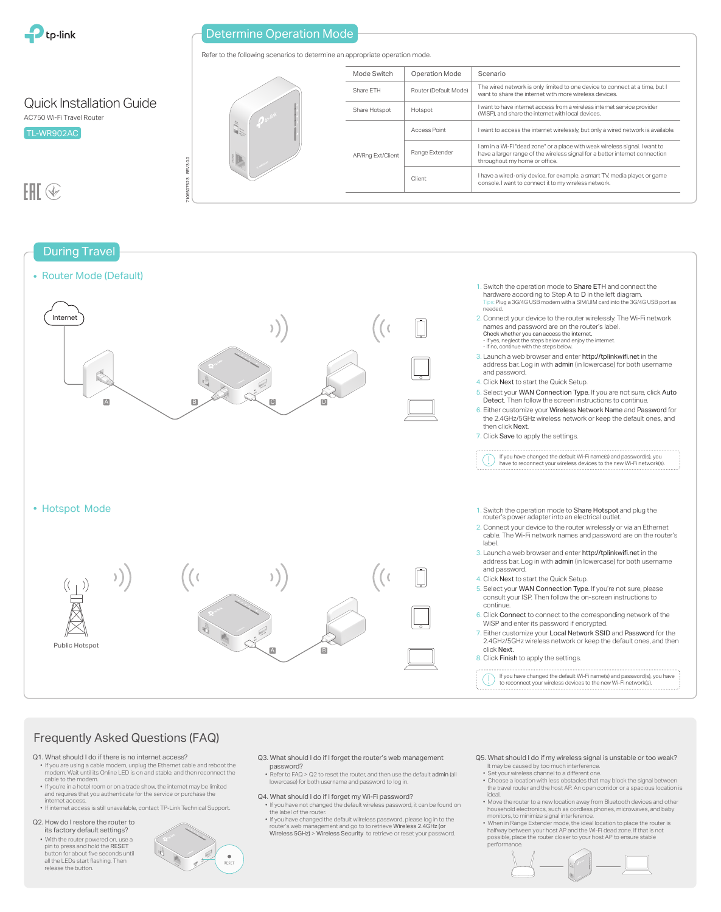tp-link

# Quick Installation Guide

AC750 Wi-Fi Travel Router

TL-WR902AC

7106507523 REV3.0.0

## Determine Operation Mode

Refer to the following scenarios to determine an appropriate operation mode.

| Mode Switch | Operation Mode | Scenario |
|---|---|---|
| Share ETH | Router (Default Mode) | The wired network is only limited to one device to connect at a time, but I want to share the internet with more wireless devices. |
| Share Hotspot | Hotspot | I want to have internet access from a wireless internet service provider (WISP), and share the internet with local devices. |
| AP/Rng Ext/Client | Access Point | I want to access the internet wirelessly, but only a wired network is available. |
| | Range Extender | I am in a Wi-Fi "dead zone" or a place with weak wireless signal. I want to have a larger range of the wireless signal for a better internet connection throughout my home or office. |
| | Client | I have a wired-only device, for example, a smart TV, media player, or game console. I want to connect it to my wireless network. |

## During Travel

### Router Mode (Default)

Internet — A — B — C — D

1. Switch the operation mode to **Share ETH** and connect the hardware according to Step A to D in the left diagram.
   Tips: Plug a 3G/4G USB modem with a SIM/UIM card into the 3G/4G USB port as needed.
2. Connect your device to the router wirelessly. The Wi-Fi network names and password are on the router's label.
   Check whether you can access the internet.
   - If yes, neglect the steps below and enjoy the internet.
   - If no, continue with the steps below.
3. Launch a web browser and enter **http://tplinkwifi.net** in the address bar. Log in with **admin** (in lowercase) for both username and password.
4. Click **Next** to start the Quick Setup.
5. Select your **WAN Connection Type**. If you are not sure, click **Auto Detect**. Then follow the screen instructions to continue.
6. Either customize your **Wireless Network Name** and **Password** for the 2.4GHz/5GHz wireless network or keep the default ones, and then click **Next**.
7. Click **Save** to apply the settings.

If you have changed the default Wi-Fi name(s) and password(s), you have to reconnect your wireless devices to the new Wi-Fi network(s).

### Hotspot Mode

Public Hotspot — A — B

1. Switch the operation mode to **Share Hotspot** and plug the router's power adapter into an electrical outlet.
2. Connect your device to the router wirelessly or via an Ethernet cable. The Wi-Fi network names and password are on the router's label.
3. Launch a web browser and enter **http://tplinkwifi.net** in the address bar. Log in with **admin** (in lowercase) for both username and password.
4. Click **Next** to start the Quick Setup.
5. Select your **WAN Connection Type**. If you're not sure, please consult your ISP. Then follow the on-screen instructions to continue.
6. Click **Connect** to connect to the corresponding network of the WISP and enter its password if encrypted.
7. Either customize your **Local Network SSID** and **Password** for the 2.4GHz/5GHz wireless network or keep the default ones, and then click **Next**.
8. Click **Finish** to apply the settings.

If you have changed the default Wi-Fi name(s) and password(s), you have to reconnect your wireless devices to the new Wi-Fi network(s).

## Frequently Asked Questions (FAQ)

**Q1. What should I do if there is no internet access?**

- If you are using a cable modem, unplug the Ethernet cable and reboot the modem. Wait until its Online LED is on and stable, and then reconnect the cable to the modem.
- If you're in a hotel room or on a trade show, the internet may be limited and requires that you authenticate for the service or purchase the internet access.
- If internet access is still unavailable, contact TP-Link Technical Support.

**Q2. How do I restore the router to its factory default settings?**

- With the router powered on, use a pin to press and hold the **RESET** button for about five seconds until all the LEDs start flashing. Then release the button.

RESET

**Q3. What should I do if I forget the router's web management password?**

- Refer to FAQ > Q2 to reset the router, and then use the default **admin** (all lowercase) for both username and password to log in.

**Q4. What should I do if I forget my Wi-Fi password?**

- If you have not changed the default wireless password, it can be found on the label of the router.
- If you have changed the default wireless password, please log in to the router's web management and go to to retrieve **Wireless 2.4GHz** (or **Wireless 5GHz**) > **Wireless Security** to retrieve or reset your password.

**Q5. What should I do if my wireless signal is unstable or too weak?**

It may be caused by too much interference.

- Set your wireless channel to a different one.
- Choose a location with less obstacles that may block the signal between the travel router and the host AP. An open corridor or a spacious location is ideal.
- Move the router to a new location away from Bluetooth devices and other household electronics, such as cordless phones, microwaves, and baby monitors, to minimize signal interference.
- When in Range Extender mode, the ideal location to place the router is halfway between your host AP and the Wi-Fi dead zone. If that is not possible, place the router closer to your host AP to ensure stable performance.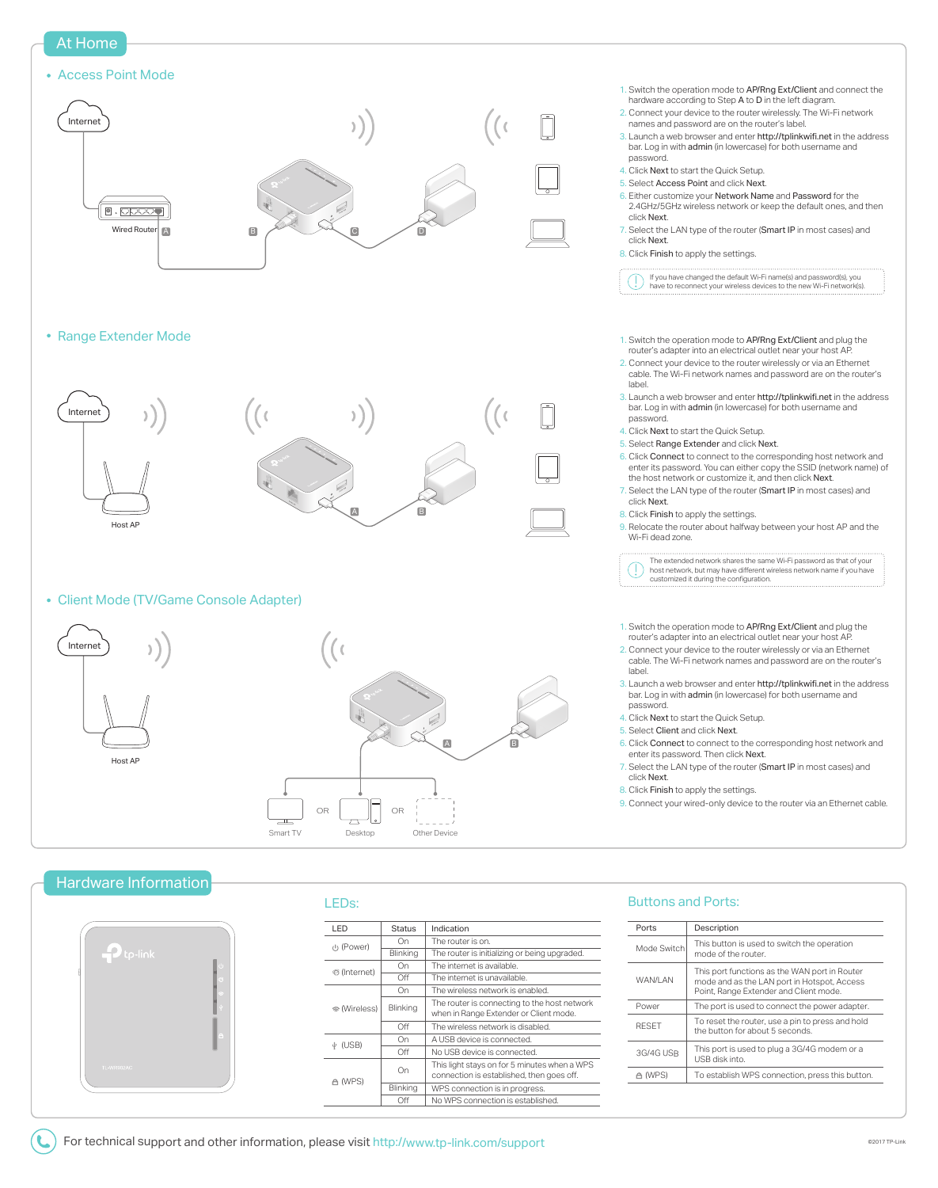# At Home

## Access Point Mode

Internet

Wired Router A

B

C

D

1. Switch the operation mode to **AP/Rng Ext/Client** and connect the hardware according to Step **A** to **D** in the left diagram.
2. Connect your device to the router wirelessly. The Wi-Fi network names and password are on the router's label.
3. Launch a web browser and enter **http://tplinkwifi.net** in the address bar. Log in with **admin** (in lowercase) for both username and password.
4. Click **Next** to start the Quick Setup.
5. Select **Access Point** and click **Next**.
6. Either customize your **Network Name** and **Password** for the 2.4GHz/5GHz wireless network or keep the default ones, and then click **Next**.
7. Select the LAN type of the router (**Smart IP** in most cases) and click **Next**.
8. Click **Finish** to apply the settings.

If you have changed the default Wi-Fi name(s) and password(s), you have to reconnect your wireless devices to the new Wi-Fi network(s).

## Range Extender Mode

Internet

Host AP

A

B

1. Switch the operation mode to **AP/Rng Ext/Client** and plug the router's adapter into an electrical outlet near your host AP.
2. Connect your device to the router wirelessly or via an Ethernet cable. The Wi-Fi network names and password are on the router's label.
3. Launch a web browser and enter **http://tplinkwifi.net** in the address bar. Log in with **admin** (in lowercase) for both username and password.
4. Click **Next** to start the Quick Setup.
5. Select **Range Extender** and click **Next**.
6. Click **Connect** to connect to the corresponding host network and enter its password. You can either copy the SSID (network name) of the host network or customize it, and then click **Next**.
7. Select the LAN type of the router (**Smart IP** in most cases) and click **Next**.
8. Click **Finish** to apply the settings.
9. Relocate the router about halfway between your host AP and the Wi-Fi dead zone.

The extended network shares the same Wi-Fi password as that of your host network, but may have different wireless network name if you have customized it during the configuration.

## Client Mode (TV/Game Console Adapter)

Internet

Host AP

A

B

Smart TV OR Desktop OR Other Device

1. Switch the operation mode to **AP/Rng Ext/Client** and plug the router's adapter into an electrical outlet near your host AP.
2. Connect your device to the router wirelessly or via an Ethernet cable. The Wi-Fi network names and password are on the router's label.
3. Launch a web browser and enter **http://tplinkwifi.net** in the address bar. Log in with **admin** (in lowercase) for both username and password.
4. Click **Next** to start the Quick Setup.
5. Select **Client** and click **Next**.
6. Click **Connect** to connect to the corresponding host network and enter its password. Then click **Next**.
7. Select the LAN type of the router (**Smart IP** in most cases) and click **Next**.
8. Click **Finish** to apply the settings.
9. Connect your wired-only device to the router via an Ethernet cable.

# Hardware Information

tp-link

TL-WR902AC

## LEDs:

| LED | Status | Indication |
|---|---|---|
| (Power) | On | The router is on. |
| | Blinking | The router is initializing or being upgraded. |
| (Internet) | On | The internet is available. |
| | Off | The internet is unavailable. |
| (Wireless) | On | The wireless network is enabled. |
| | Blinking | The router is connecting to the host network when in Range Extender or Client mode. |
| | Off | The wireless network is disabled. |
| (USB) | On | A USB device is connected. |
| | Off | No USB device is connected. |
| (WPS) | On | This light stays on for 5 minutes when a WPS connection is established, then goes off. |
| | Blinking | WPS connection is in progress. |
| | Off | No WPS connection is established. |

## Buttons and Ports:

| Ports | Description |
|---|---|
| Mode Switch | This button is used to switch the operation mode of the router. |
| WAN/LAN | This port functions as the WAN port in Router mode and as the LAN port in Hotspot, Access Point, Range Extender and Client mode. |
| Power | The port is used to connect the power adapter. |
| RESET | To reset the router, use a pin to press and hold the button for about 5 seconds. |
| 3G/4G USB | This port is used to plug a 3G/4G modem or a USB disk into. |
| (WPS) | To establish WPS connection, press this button. |

For technical support and other information, please visit http://www.tp-link.com/support

©2017 TP-Link